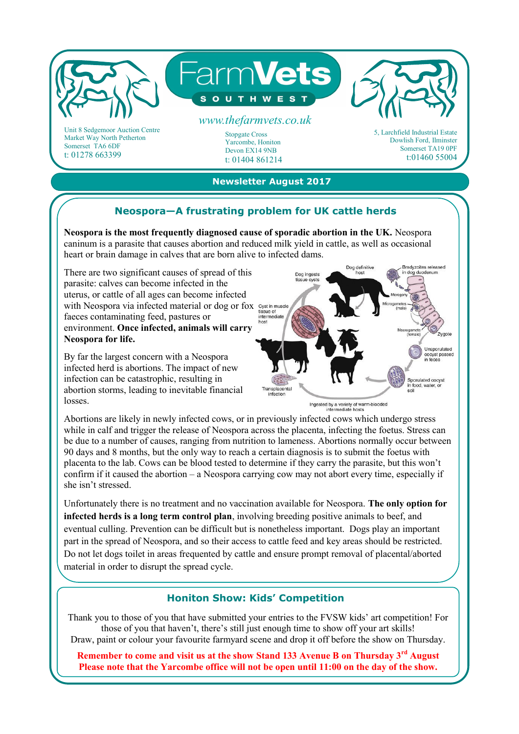# FarmVets SOUTHWEST

www.thefarmvets.co.uk

Unit 8 Sedgemoor Auction Centre
Market Way North Petherton
Somerset TA6 6DF
t: 01278 663399

Stopgate Cross
Yarcombe, Honiton
Devon EX14 9NB
t: 01404 861214

5, Larchfield Industrial Estate
Dowlish Ford, Ilminster
Somerset TA19 0PF
t:01460 55004

**Newsletter August 2017**

## Neospora—A frustrating problem for UK cattle herds

**Neospora is the most frequently diagnosed cause of sporadic abortion in the UK.** Neospora caninum is a parasite that causes abortion and reduced milk yield in cattle, as well as occasional heart or brain damage in calves that are born alive to infected dams.

There are two significant causes of spread of this parasite: calves can become infected in the uterus, or cattle of all ages can become infected with Neospora via infected material or dog or fox faeces contaminating feed, pastures or environment. **Once infected, animals will carry Neospora for life.**

By far the largest concern with a Neospora infected herd is abortions. The impact of new infection can be catastrophic, resulting in abortion storms, leading to inevitable financial losses.

Dog ingests tissue cysts · Dog definitive host · Bradyzoites released in dog duodenum · Merogony · Microgametes (male) · Macrogamete (female) · Zygote · Unsporulated oocyst passed in feces · Sporulated oocyst in food, water, or soil · Ingested by a variety of warm-blooded intermediate hosts · Transplacental infection · Cyst in muscle tissue of intermediate host

Abortions are likely in newly infected cows, or in previously infected cows which undergo stress while in calf and trigger the release of Neospora across the placenta, infecting the foetus. Stress can be due to a number of causes, ranging from nutrition to lameness. Abortions normally occur between 90 days and 8 months, but the only way to reach a certain diagnosis is to submit the foetus with placenta to the lab. Cows can be blood tested to determine if they carry the parasite, but this won't confirm if it caused the abortion – a Neospora carrying cow may not abort every time, especially if she isn't stressed.

Unfortunately there is no treatment and no vaccination available for Neospora. **The only option for infected herds is a long term control plan**, involving breeding positive animals to beef, and eventual culling. Prevention can be difficult but is nonetheless important. Dogs play an important part in the spread of Neospora, and so their access to cattle feed and key areas should be restricted. Do not let dogs toilet in areas frequented by cattle and ensure prompt removal of placental/aborted material in order to disrupt the spread cycle.

## Honiton Show: Kids' Competition

Thank you to those of you that have submitted your entries to the FVSW kids' art competition! For those of you that haven't, there's still just enough time to show off your art skills!
Draw, paint or colour your favourite farmyard scene and drop it off before the show on Thursday.

**Remember to come and visit us at the show Stand 133 Avenue B on Thursday 3rd August**
**Please note that the Yarcombe office will not be open until 11:00 on the day of the show.**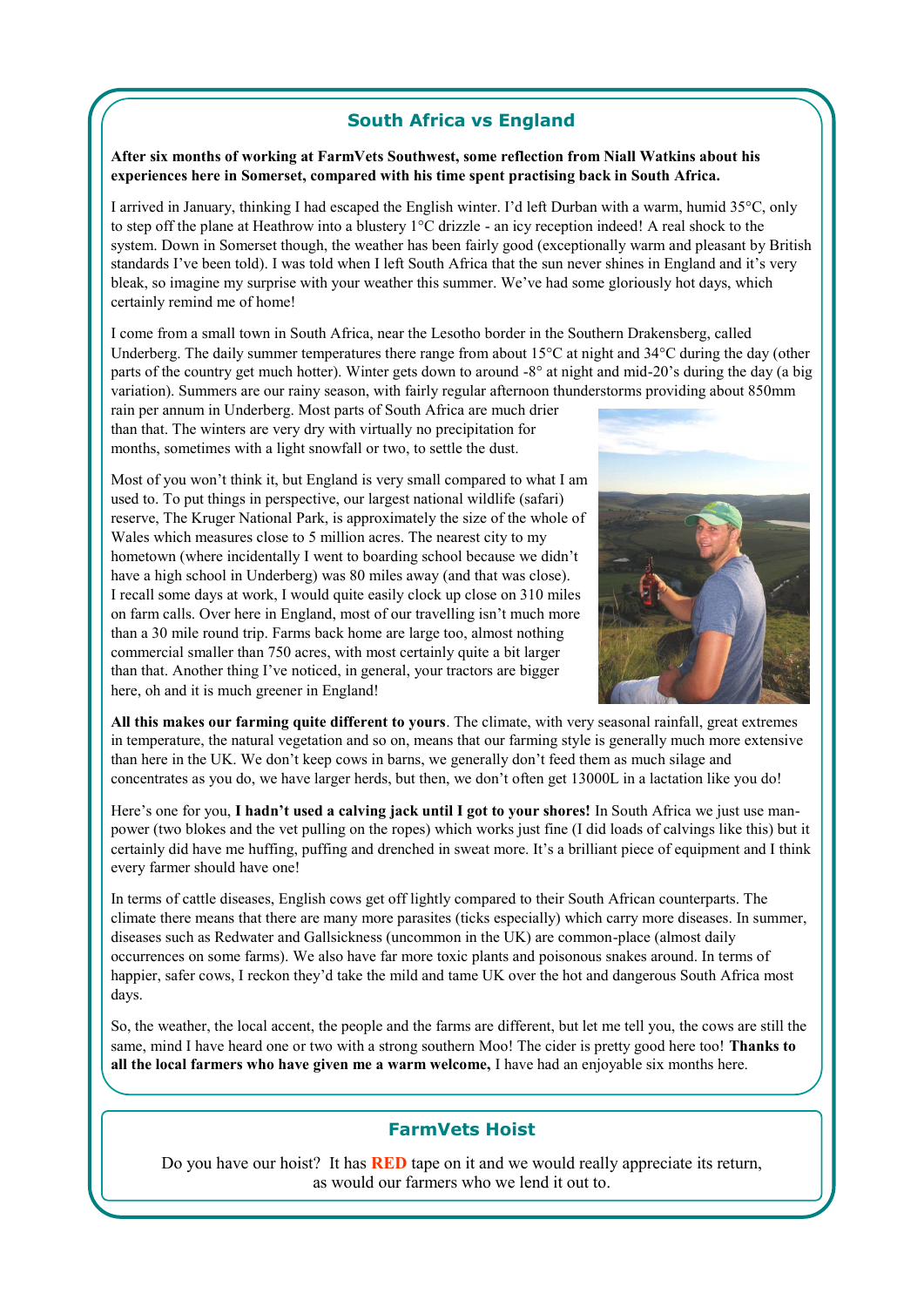## South Africa vs England

**After six months of working at FarmVets Southwest, some reflection from Niall Watkins about his experiences here in Somerset, compared with his time spent practising back in South Africa.**

I arrived in January, thinking I had escaped the English winter. I'd left Durban with a warm, humid 35°C, only to step off the plane at Heathrow into a blustery 1°C drizzle - an icy reception indeed! A real shock to the system. Down in Somerset though, the weather has been fairly good (exceptionally warm and pleasant by British standards I've been told). I was told when I left South Africa that the sun never shines in England and it's very bleak, so imagine my surprise with your weather this summer. We've had some gloriously hot days, which certainly remind me of home!

I come from a small town in South Africa, near the Lesotho border in the Southern Drakensberg, called Underberg. The daily summer temperatures there range from about 15°C at night and 34°C during the day (other parts of the country get much hotter). Winter gets down to around -8° at night and mid-20's during the day (a big variation). Summers are our rainy season, with fairly regular afternoon thunderstorms providing about 850mm rain per annum in Underberg. Most parts of South Africa are much drier than that. The winters are very dry with virtually no precipitation for months, sometimes with a light snowfall or two, to settle the dust.

Most of you won't think it, but England is very small compared to what I am used to. To put things in perspective, our largest national wildlife (safari) reserve, The Kruger National Park, is approximately the size of the whole of Wales which measures close to 5 million acres. The nearest city to my hometown (where incidentally I went to boarding school because we didn't have a high school in Underberg) was 80 miles away (and that was close). I recall some days at work, I would quite easily clock up close on 310 miles on farm calls. Over here in England, most of our travelling isn't much more than a 30 mile round trip. Farms back home are large too, almost nothing commercial smaller than 750 acres, with most certainly quite a bit larger than that. Another thing I've noticed, in general, your tractors are bigger here, oh and it is much greener in England!

**All this makes our farming quite different to yours**. The climate, with very seasonal rainfall, great extremes in temperature, the natural vegetation and so on, means that our farming style is generally much more extensive than here in the UK. We don't keep cows in barns, we generally don't feed them as much silage and concentrates as you do, we have larger herds, but then, we don't often get 13000L in a lactation like you do!

Here's one for you, **I hadn't used a calving jack until I got to your shores!** In South Africa we just use man-power (two blokes and the vet pulling on the ropes) which works just fine (I did loads of calvings like this) but it certainly did have me huffing, puffing and drenched in sweat more. It's a brilliant piece of equipment and I think every farmer should have one!

In terms of cattle diseases, English cows get off lightly compared to their South African counterparts. The climate there means that there are many more parasites (ticks especially) which carry more diseases. In summer, diseases such as Redwater and Gallsickness (uncommon in the UK) are common-place (almost daily occurrences on some farms). We also have far more toxic plants and poisonous snakes around. In terms of happier, safer cows, I reckon they'd take the mild and tame UK over the hot and dangerous South Africa most days.

So, the weather, the local accent, the people and the farms are different, but let me tell you, the cows are still the same, mind I have heard one or two with a strong southern Moo! The cider is pretty good here too! **Thanks to all the local farmers who have given me a warm welcome,** I have had an enjoyable six months here.

## FarmVets Hoist

Do you have our hoist? It has **RED** tape on it and we would really appreciate its return, as would our farmers who we lend it out to.